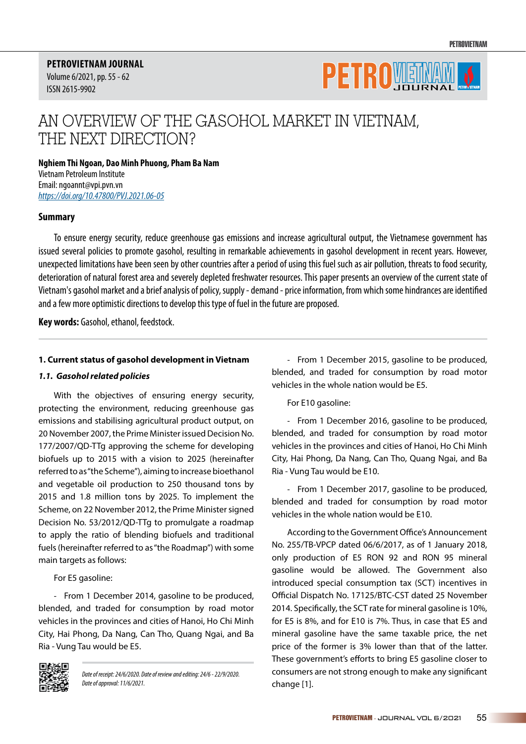**PETROVIETNAM JOURNAL**
Volume 6/2021, pp. 55 - 62
ISSN 2615-9902

# AN OVERVIEW OF THE GASOHOL MARKET IN VIETNAM, THE NEXT DIRECTION?

**Nghiem Thi Ngoan, Dao Minh Phuong, Pham Ba Nam**
Vietnam Petroleum Institute
Email: ngoannt@vpi.pvn.vn
https://doi.org/10.47800/PVJ.2021.06-05

## Summary

To ensure energy security, reduce greenhouse gas emissions and increase agricultural output, the Vietnamese government has issued several policies to promote gasohol, resulting in remarkable achievements in gasohol development in recent years. However, unexpected limitations have been seen by other countries after a period of using this fuel such as air pollution, threats to food security, deterioration of natural forest area and severely depleted freshwater resources. This paper presents an overview of the current state of Vietnam's gasohol market and a brief analysis of policy, supply - demand - price information, from which some hindrances are identified and a few more optimistic directions to develop this type of fuel in the future are proposed.

**Key words:** Gasohol, ethanol, feedstock.

## 1. Current status of gasohol development in Vietnam

### *1.1. Gasohol related policies*

With the objectives of ensuring energy security, protecting the environment, reducing greenhouse gas emissions and stabilising agricultural product output, on 20 November 2007, the Prime Minister issued Decision No. 177/2007/QD-TTg approving the scheme for developing biofuels up to 2015 with a vision to 2025 (hereinafter referred to as "the Scheme"), aiming to increase bioethanol and vegetable oil production to 250 thousand tons by 2015 and 1.8 million tons by 2025. To implement the Scheme, on 22 November 2012, the Prime Minister signed Decision No. 53/2012/QD-TTg to promulgate a roadmap to apply the ratio of blending biofuels and traditional fuels (hereinafter referred to as "the Roadmap") with some main targets as follows:

For E5 gasoline:

- From 1 December 2014, gasoline to be produced, blended, and traded for consumption by road motor vehicles in the provinces and cities of Hanoi, Ho Chi Minh City, Hai Phong, Da Nang, Can Tho, Quang Ngai, and Ba Ria - Vung Tau would be E5.

- From 1 December 2015, gasoline to be produced, blended, and traded for consumption by road motor vehicles in the whole nation would be E5.

For E10 gasoline:

- From 1 December 2016, gasoline to be produced, blended, and traded for consumption by road motor vehicles in the provinces and cities of Hanoi, Ho Chi Minh City, Hai Phong, Da Nang, Can Tho, Quang Ngai, and Ba Ria - Vung Tau would be E10.

- From 1 December 2017, gasoline to be produced, blended and traded for consumption by road motor vehicles in the whole nation would be E10.

According to the Government Office's Announcement No. 255/TB-VPCP dated 06/6/2017, as of 1 January 2018, only production of E5 RON 92 and RON 95 mineral gasoline would be allowed. The Government also introduced special consumption tax (SCT) incentives in Official Dispatch No. 17125/BTC-CST dated 25 November 2014. Specifically, the SCT rate for mineral gasoline is 10%, for E5 is 8%, and for E10 is 7%. Thus, in case that E5 and mineral gasoline have the same taxable price, the net price of the former is 3% lower than that of the latter. These government's efforts to bring E5 gasoline closer to consumers are not strong enough to make any significant change [1].

*Date of receipt: 24/6/2020. Date of review and editing: 24/6 - 22/9/2020.*
*Date of approval: 11/6/2021.*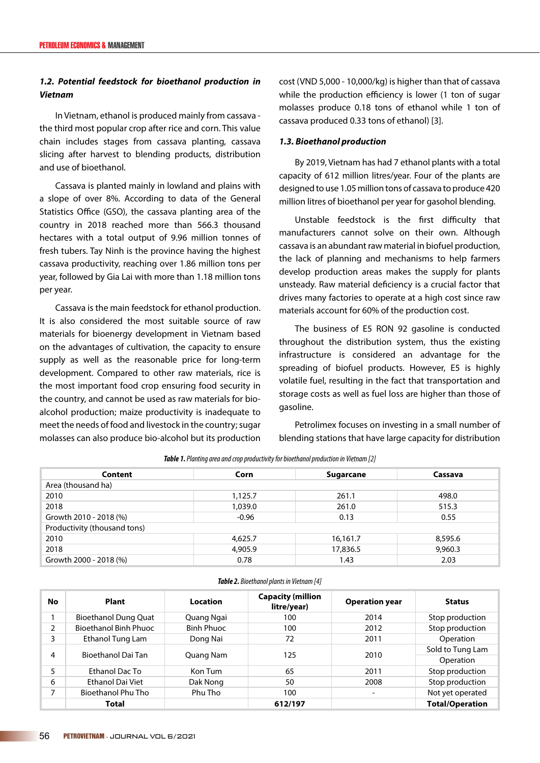### 1.2. *Potential feedstock for bioethanol production in Vietnam*

In Vietnam, ethanol is produced mainly from cassava - the third most popular crop after rice and corn. This value chain includes stages from cassava planting, cassava slicing after harvest to blending products, distribution and use of bioethanol.

Cassava is planted mainly in lowland and plains with a slope of over 8%. According to data of the General Statistics Office (GSO), the cassava planting area of the country in 2018 reached more than 566.3 thousand hectares with a total output of 9.96 million tonnes of fresh tubers. Tay Ninh is the province having the highest cassava productivity, reaching over 1.86 million tons per year, followed by Gia Lai with more than 1.18 million tons per year.

Cassava is the main feedstock for ethanol production. It is also considered the most suitable source of raw materials for bioenergy development in Vietnam based on the advantages of cultivation, the capacity to ensure supply as well as the reasonable price for long-term development. Compared to other raw materials, rice is the most important food crop ensuring food security in the country, and cannot be used as raw materials for bio-alcohol production; maize productivity is inadequate to meet the needs of food and livestock in the country; sugar molasses can also produce bio-alcohol but its production cost (VND 5,000 - 10,000/kg) is higher than that of cassava while the production efficiency is lower (1 ton of sugar molasses produce 0.18 tons of ethanol while 1 ton of cassava produced 0.33 tons of ethanol) [3].

### 1.3. *Bioethanol production*

By 2019, Vietnam has had 7 ethanol plants with a total capacity of 612 million litres/year. Four of the plants are designed to use 1.05 million tons of cassava to produce 420 million litres of bioethanol per year for gasohol blending.

Unstable feedstock is the first difficulty that manufacturers cannot solve on their own. Although cassava is an abundant raw material in biofuel production, the lack of planning and mechanisms to help farmers develop production areas makes the supply for plants unsteady. Raw material deficiency is a crucial factor that drives many factories to operate at a high cost since raw materials account for 60% of the production cost.

The business of E5 RON 92 gasoline is conducted throughout the distribution system, thus the existing infrastructure is considered an advantage for the spreading of biofuel products. However, E5 is highly volatile fuel, resulting in the fact that transportation and storage costs as well as fuel loss are higher than those of gasoline.

Petrolimex focuses on investing in a small number of blending stations that have large capacity for distribution

***Table 1.*** *Planting area and crop productivity for bioethanol production in Vietnam [2]*

| Content | Corn | Sugarcane | Cassava |
|---|---|---|---|
| Area (thousand ha) | | | |
| 2010 | 1,125.7 | 261.1 | 498.0 |
| 2018 | 1,039.0 | 261.0 | 515.3 |
| Growth 2010 - 2018 (%) | -0.96 | 0.13 | 0.55 |
| Productivity (thousand tons) | | | |
| 2010 | 4,625.7 | 16,161.7 | 8,595.6 |
| 2018 | 4,905.9 | 17,836.5 | 9,960.3 |
| Growth 2000 - 2018 (%) | 0.78 | 1.43 | 2.03 |

***Table 2.*** *Bioethanol plants in Vietnam [4]*

| No | Plant | Location | Capacity (million litre/year) | Operation year | Status |
|---|---|---|---|---|---|
| 1 | Bioethanol Dung Quat | Quang Ngai | 100 | 2014 | Stop production |
| 2 | Bioethanol Binh Phuoc | Binh Phuoc | 100 | 2012 | Stop production |
| 3 | Ethanol Tung Lam | Dong Nai | 72 | 2011 | Operation |
| 4 | Bioethanol Dai Tan | Quang Nam | 125 | 2010 | Sold to Tung Lam<br>Operation |
| 5 | Ethanol Dac To | Kon Tum | 65 | 2011 | Stop production |
| 6 | Ethanol Dai Viet | Dak Nong | 50 | 2008 | Stop production |
| 7 | Bioethanol Phu Tho | Phu Tho | 100 | - | Not yet operated |
| | **Total** | | **612/197** | | **Total/Operation** |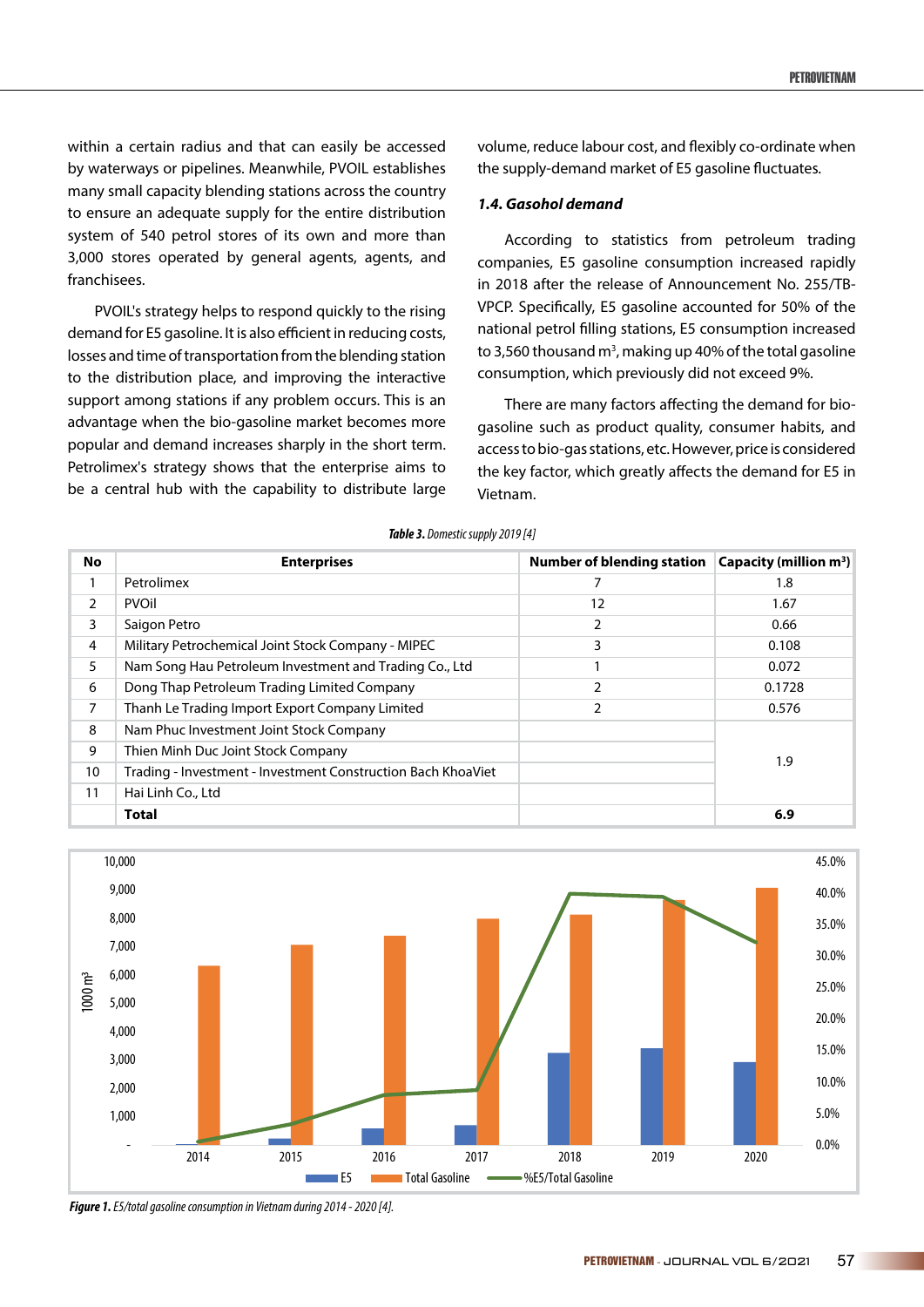within a certain radius and that can easily be accessed by waterways or pipelines. Meanwhile, PVOIL establishes many small capacity blending stations across the country to ensure an adequate supply for the entire distribution system of 540 petrol stores of its own and more than 3,000 stores operated by general agents, agents, and franchisees.

PVOIL's strategy helps to respond quickly to the rising demand for E5 gasoline. It is also efficient in reducing costs, losses and time of transportation from the blending station to the distribution place, and improving the interactive support among stations if any problem occurs. This is an advantage when the bio-gasoline market becomes more popular and demand increases sharply in the short term. Petrolimex's strategy shows that the enterprise aims to be a central hub with the capability to distribute large volume, reduce labour cost, and flexibly co-ordinate when the supply-demand market of E5 gasoline fluctuates.

### *1.4. Gasohol demand*

According to statistics from petroleum trading companies, E5 gasoline consumption increased rapidly in 2018 after the release of Announcement No. 255/TB-VPCP. Specifically, E5 gasoline accounted for 50% of the national petrol filling stations, E5 consumption increased to 3,560 thousand $m^3$, making up 40% of the total gasoline consumption, which previously did not exceed 9%.

There are many factors affecting the demand for bio-gasoline such as product quality, consumer habits, and access to bio-gas stations, etc. However, price is considered the key factor, which greatly affects the demand for E5 in Vietnam.

***Table 3.*** *Domestic supply 2019 [4]*

| No | Enterprises | Number of blending station | Capacity (million $m^3$) |
|---|---|---|---|
| 1 | Petrolimex | 7 | 1.8 |
| 2 | PVOil | 12 | 1.67 |
| 3 | Saigon Petro | 2 | 0.66 |
| 4 | Military Petrochemical Joint Stock Company - MIPEC | 3 | 0.108 |
| 5 | Nam Song Hau Petroleum Investment and Trading Co., Ltd | 1 | 0.072 |
| 6 | Dong Thap Petroleum Trading Limited Company | 2 | 0.1728 |
| 7 | Thanh Le Trading Import Export Company Limited | 2 | 0.576 |
| 8 | Nam Phuc Investment Joint Stock Company | | 1.9 |
| 9 | Thien Minh Duc Joint Stock Company | | |
| 10 | Trading - Investment - Investment Construction Bach KhoaViet | | |
| 11 | Hai Linh Co., Ltd | | |
| | **Total** | | **6.9** |

***Figure 1.*** *E5/total gasoline consumption in Vietnam during 2014 - 2020 [4].*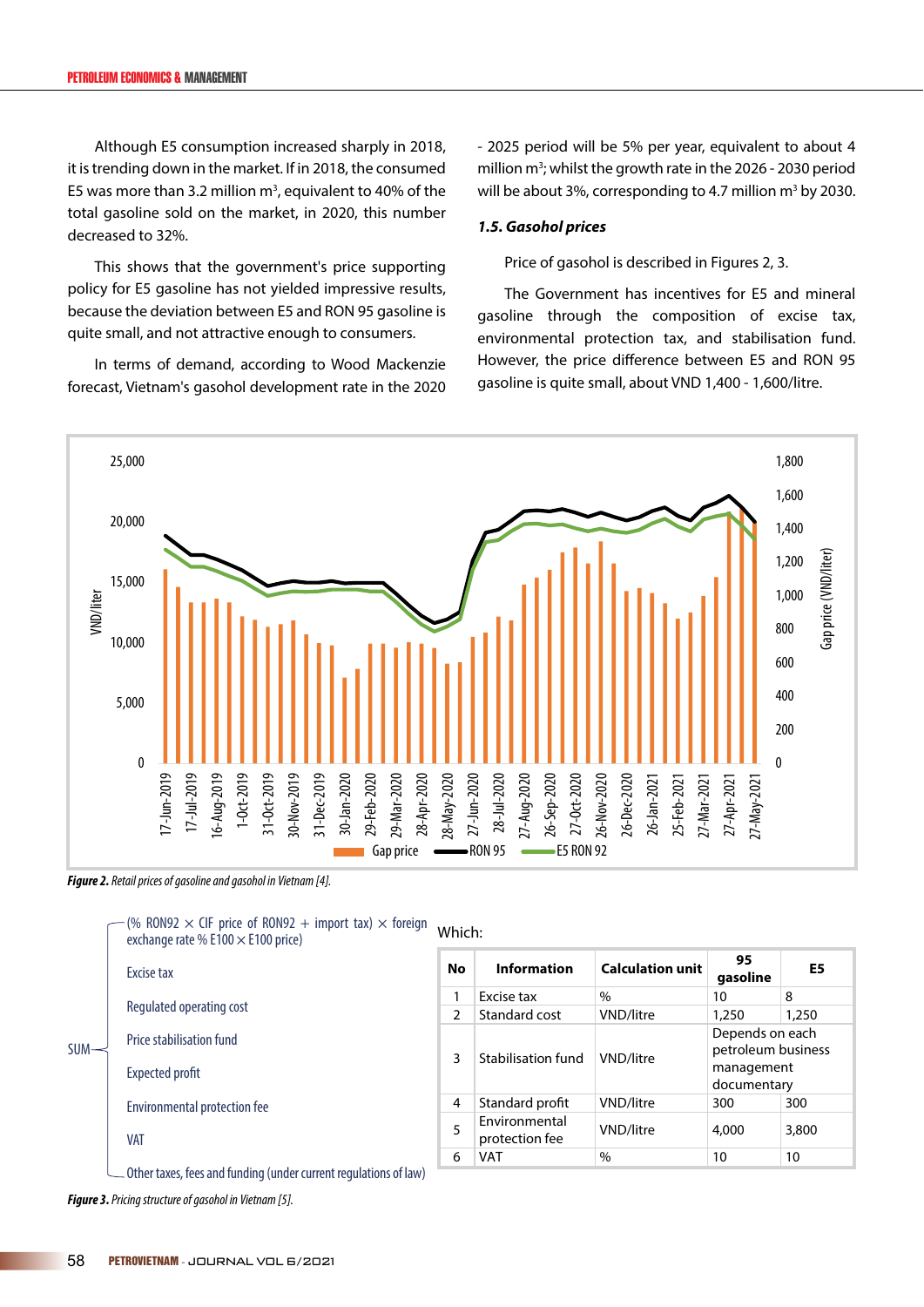Although E5 consumption increased sharply in 2018, it is trending down in the market. If in 2018, the consumed E5 was more than 3.2 million m$^3$, equivalent to 40% of the total gasoline sold on the market, in 2020, this number decreased to 32%.

This shows that the government's price supporting policy for E5 gasoline has not yielded impressive results, because the deviation between E5 and RON 95 gasoline is quite small, and not attractive enough to consumers.

In terms of demand, according to Wood Mackenzie forecast, Vietnam's gasohol development rate in the 2020 - 2025 period will be 5% per year, equivalent to about 4 million m$^3$; whilst the growth rate in the 2026 - 2030 period will be about 3%, corresponding to 4.7 million m$^3$ by 2030.

### *1.5. Gasohol prices*

Price of gasohol is described in Figures 2, 3.

The Government has incentives for E5 and mineral gasoline through the composition of excise tax, environmental protection tax, and stabilisation fund. However, the price difference between E5 and RON 95 gasoline is quite small, about VND 1,400 - 1,600/litre.

***Figure 2.*** *Retail prices of gasoline and gasohol in Vietnam [4].*

SUM of:
- (% RON92 × CIF price of RON92 + import tax) × foreign exchange rate % E100 × E100 price)
- Excise tax
- Regulated operating cost
- Price stabilisation fund
- Expected profit
- Environmental protection fee
- VAT
- Other taxes, fees and funding (under current regulations of law)

Which:

| No | Information | Calculation unit | 95 gasoline | E5 |
|---|---|---|---|---|
| 1 | Excise tax | % | 10 | 8 |
| 2 | Standard cost | VND/litre | 1,250 | 1,250 |
| 3 | Stabilisation fund | VND/litre | Depends on each petroleum business management documentary | |
| 4 | Standard profit | VND/litre | 300 | 300 |
| 5 | Environmental protection fee | VND/litre | 4,000 | 3,800 |
| 6 | VAT | % | 10 | 10 |

***Figure 3.*** *Pricing structure of gasohol in Vietnam [5].*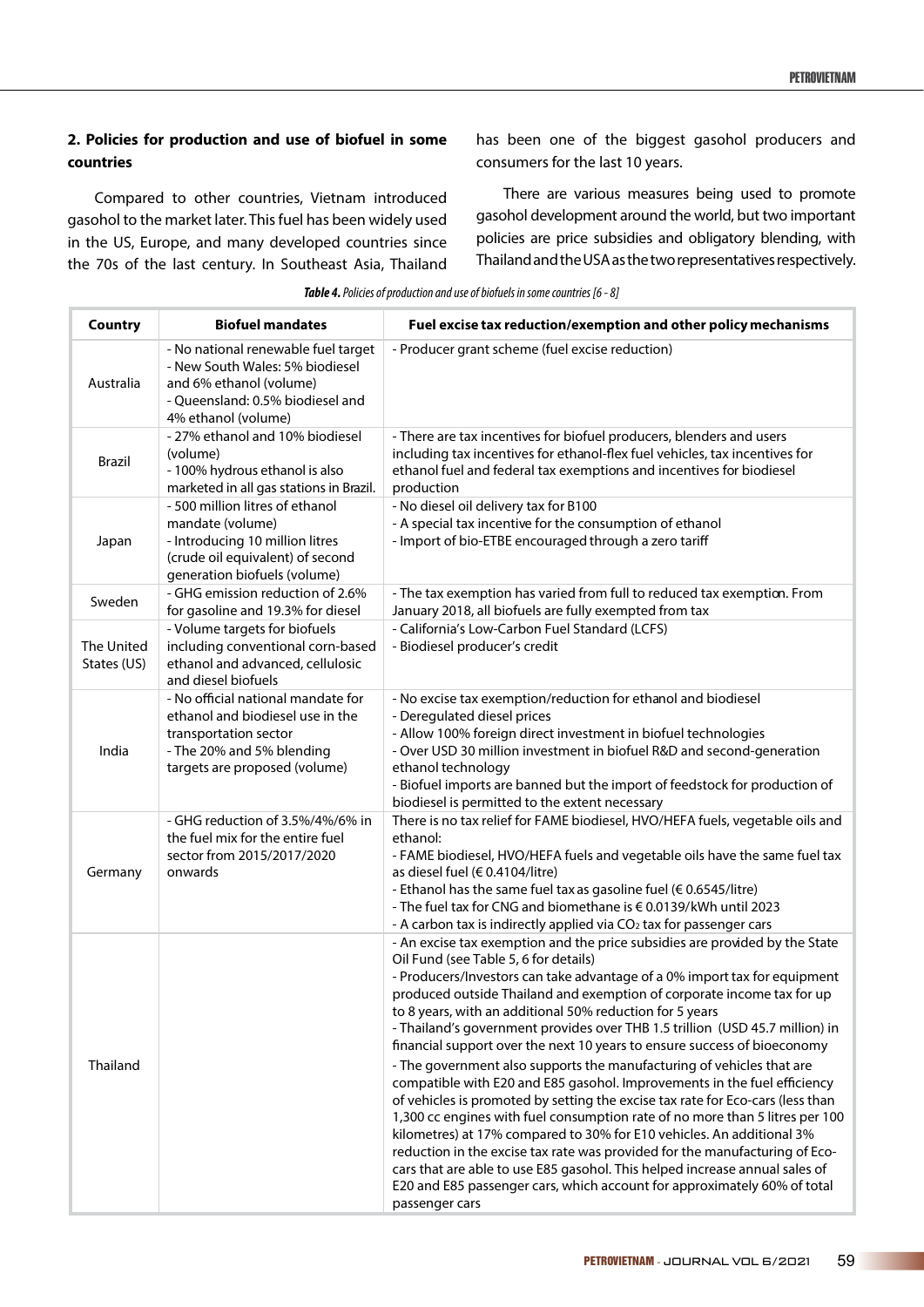## 2. Policies for production and use of biofuel in some countries

Compared to other countries, Vietnam introduced gasohol to the market later. This fuel has been widely used in the US, Europe, and many developed countries since the 70s of the last century. In Southeast Asia, Thailand has been one of the biggest gasohol producers and consumers for the last 10 years.

There are various measures being used to promote gasohol development around the world, but two important policies are price subsidies and obligatory blending, with Thailand and the USA as the two representatives respectively.

***Table 4.** Policies of production and use of biofuels in some countries [6 - 8]*

| Country | Biofuel mandates | Fuel excise tax reduction/exemption and other policy mechanisms |
|---|---|---|
| Australia | - No national renewable fuel target<br>- New South Wales: 5% biodiesel and 6% ethanol (volume)<br>- Queensland: 0.5% biodiesel and 4% ethanol (volume) | - Producer grant scheme (fuel excise reduction) |
| Brazil | - 27% ethanol and 10% biodiesel (volume)<br>- 100% hydrous ethanol is also marketed in all gas stations in Brazil. | - There are tax incentives for biofuel producers, blenders and users including tax incentives for ethanol-flex fuel vehicles, tax incentives for ethanol fuel and federal tax exemptions and incentives for biodiesel production |
| Japan | - 500 million litres of ethanol mandate (volume)<br>- Introducing 10 million litres (crude oil equivalent) of second generation biofuels (volume) | - No diesel oil delivery tax for B100<br>- A special tax incentive for the consumption of ethanol<br>- Import of bio-ETBE encouraged through a zero tariff |
| Sweden | - GHG emission reduction of 2.6% for gasoline and 19.3% for diesel | - The tax exemption has varied from full to reduced tax exemption. From January 2018, all biofuels are fully exempted from tax |
| The United States (US) | - Volume targets for biofuels including conventional corn-based ethanol and advanced, cellulosic ethanol and diesel biofuels | - California's Low-Carbon Fuel Standard (LCFS)<br>- Biodiesel producer's credit |
| India | - No official national mandate for ethanol and biodiesel use in the transportation sector<br>- The 20% and 5% blending targets are proposed (volume) | - No excise tax exemption/reduction for ethanol and biodiesel<br>- Deregulated diesel prices<br>- Allow 100% foreign direct investment in biofuel technologies<br>- Over USD 30 million investment in biofuel R&D and second-generation ethanol technology<br>- Biofuel imports are banned but the import of feedstock for production of biodiesel is permitted to the extent necessary |
| Germany | - GHG reduction of 3.5%/4%/6% in the fuel mix for the entire fuel sector from 2015/2017/2020 onwards | There is no tax relief for FAME biodiesel, HVO/HEFA fuels, vegetable oils and ethanol:<br>- FAME biodiesel, HVO/HEFA fuels and vegetable oils have the same fuel tax as diesel fuel (€ 0.4104/litre)<br>- Ethanol has the same fuel tax as gasoline fuel (€ 0.6545/litre)<br>- The fuel tax for CNG and biomethane is € 0.0139/kWh until 2023<br>- A carbon tax is indirectly applied via $CO_2$ tax for passenger cars |
| Thailand | | - An excise tax exemption and the price subsidies are provided by the State Oil Fund (see Table 5, 6 for details)<br>- Producers/Investors can take advantage of a 0% import tax for equipment produced outside Thailand and exemption of corporate income tax for up to 8 years, with an additional 50% reduction for 5 years<br>- Thailand's government provides over THB 1.5 trillion (USD 45.7 million) in financial support over the next 10 years to ensure success of bioeconomy<br>- The government also supports the manufacturing of vehicles that are compatible with E20 and E85 gasohol. Improvements in the fuel efficiency of vehicles is promoted by setting the excise tax rate for Eco-cars (less than 1,300 cc engines with fuel consumption rate of no more than 5 litres per 100 kilometres) at 17% compared to 30% for E10 vehicles. An additional 3% reduction in the excise tax rate was provided for the manufacturing of Eco-cars that are able to use E85 gasohol. This helped increase annual sales of E20 and E85 passenger cars, which account for approximately 60% of total passenger cars |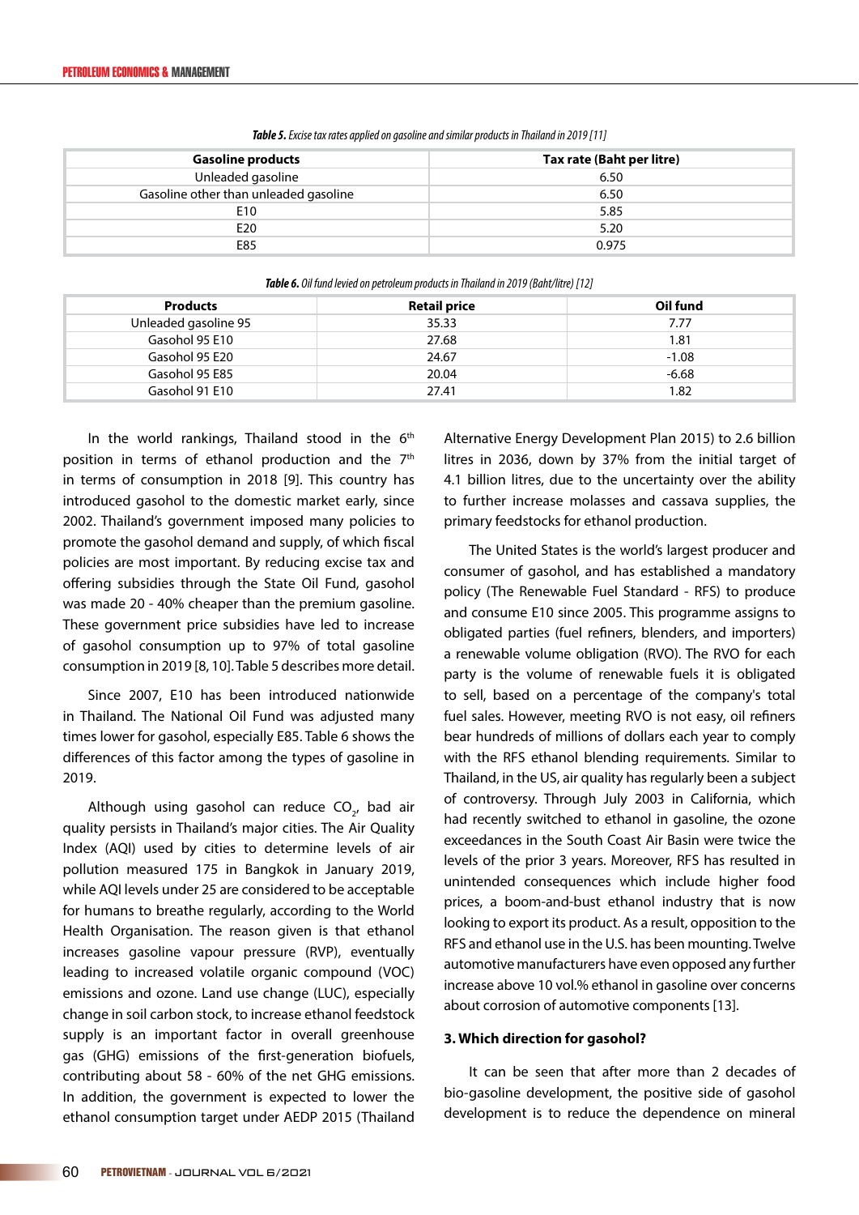*Table 5. Excise tax rates applied on gasoline and similar products in Thailand in 2019 [11]*

| Gasoline products | Tax rate (Baht per litre) |
| --- | --- |
| Unleaded gasoline | 6.50 |
| Gasoline other than unleaded gasoline | 6.50 |
| E10 | 5.85 |
| E20 | 5.20 |
| E85 | 0.975 |

*Table 6. Oil fund levied on petroleum products in Thailand in 2019 (Baht/litre) [12]*

| Products | Retail price | Oil fund |
| --- | --- | --- |
| Unleaded gasoline 95 | 35.33 | 7.77 |
| Gasohol 95 E10 | 27.68 | 1.81 |
| Gasohol 95 E20 | 24.67 | -1.08 |
| Gasohol 95 E85 | 20.04 | -6.68 |
| Gasohol 91 E10 | 27.41 | 1.82 |

In the world rankings, Thailand stood in the 6th position in terms of ethanol production and the 7th in terms of consumption in 2018 [9]. This country has introduced gasohol to the domestic market early, since 2002. Thailand's government imposed many policies to promote the gasohol demand and supply, of which fiscal policies are most important. By reducing excise tax and offering subsidies through the State Oil Fund, gasohol was made 20 - 40% cheaper than the premium gasoline. These government price subsidies have led to increase of gasohol consumption up to 97% of total gasoline consumption in 2019 [8, 10]. Table 5 describes more detail.

Since 2007, E10 has been introduced nationwide in Thailand. The National Oil Fund was adjusted many times lower for gasohol, especially E85. Table 6 shows the differences of this factor among the types of gasoline in 2019.

Although using gasohol can reduce $CO_2$, bad air quality persists in Thailand's major cities. The Air Quality Index (AQI) used by cities to determine levels of air pollution measured 175 in Bangkok in January 2019, while AQI levels under 25 are considered to be acceptable for humans to breathe regularly, according to the World Health Organisation. The reason given is that ethanol increases gasoline vapour pressure (RVP), eventually leading to increased volatile organic compound (VOC) emissions and ozone. Land use change (LUC), especially change in soil carbon stock, to increase ethanol feedstock supply is an important factor in overall greenhouse gas (GHG) emissions of the first-generation biofuels, contributing about 58 - 60% of the net GHG emissions. In addition, the government is expected to lower the ethanol consumption target under AEDP 2015 (Thailand Alternative Energy Development Plan 2015) to 2.6 billion litres in 2036, down by 37% from the initial target of 4.1 billion litres, due to the uncertainty over the ability to further increase molasses and cassava supplies, the primary feedstocks for ethanol production.

The United States is the world's largest producer and consumer of gasohol, and has established a mandatory policy (The Renewable Fuel Standard - RFS) to produce and consume E10 since 2005. This programme assigns to obligated parties (fuel refiners, blenders, and importers) a renewable volume obligation (RVO). The RVO for each party is the volume of renewable fuels it is obligated to sell, based on a percentage of the company's total fuel sales. However, meeting RVO is not easy, oil refiners bear hundreds of millions of dollars each year to comply with the RFS ethanol blending requirements. Similar to Thailand, in the US, air quality has regularly been a subject of controversy. Through July 2003 in California, which had recently switched to ethanol in gasoline, the ozone exceedances in the South Coast Air Basin were twice the levels of the prior 3 years. Moreover, RFS has resulted in unintended consequences which include higher food prices, a boom-and-bust ethanol industry that is now looking to export its product. As a result, opposition to the RFS and ethanol use in the U.S. has been mounting. Twelve automotive manufacturers have even opposed any further increase above 10 vol.% ethanol in gasoline over concerns about corrosion of automotive components [13].

### 3. Which direction for gasohol?

It can be seen that after more than 2 decades of bio-gasoline development, the positive side of gasohol development is to reduce the dependence on mineral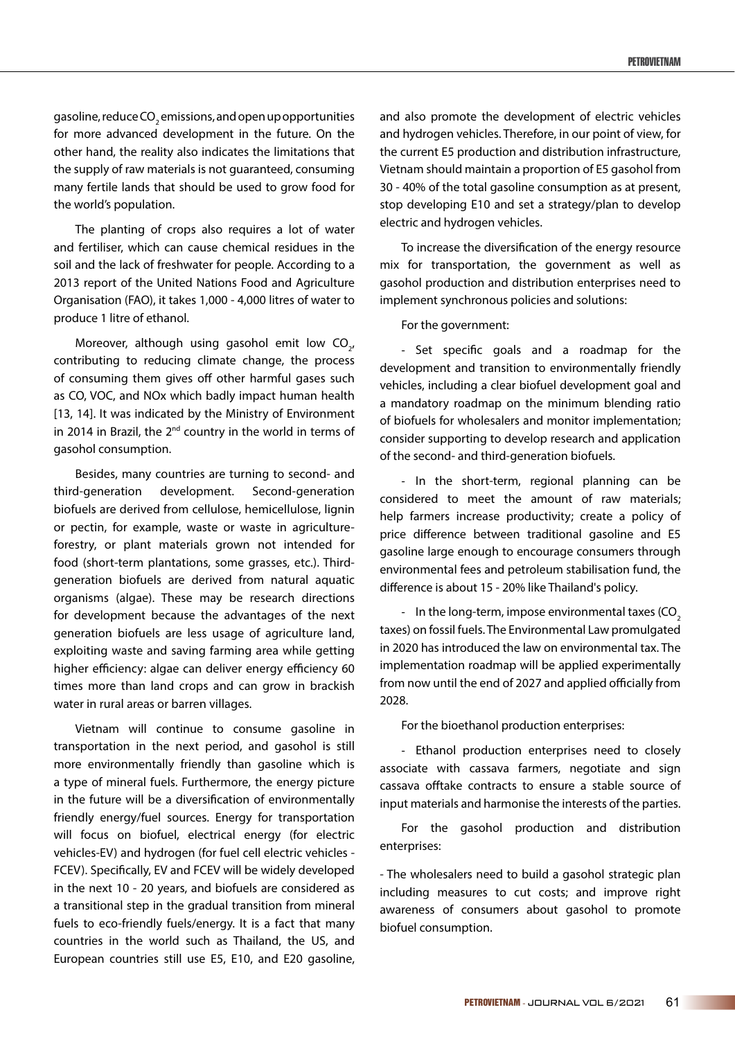gasoline, reduce $CO_2$ emissions, and open up opportunities for more advanced development in the future. On the other hand, the reality also indicates the limitations that the supply of raw materials is not guaranteed, consuming many fertile lands that should be used to grow food for the world's population.

The planting of crops also requires a lot of water and fertiliser, which can cause chemical residues in the soil and the lack of freshwater for people. According to a 2013 report of the United Nations Food and Agriculture Organisation (FAO), it takes 1,000 - 4,000 litres of water to produce 1 litre of ethanol.

Moreover, although using gasohol emit low $CO_2$, contributing to reducing climate change, the process of consuming them gives off other harmful gases such as CO, VOC, and NOx which badly impact human health [13, 14]. It was indicated by the Ministry of Environment in 2014 in Brazil, the 2nd country in the world in terms of gasohol consumption.

Besides, many countries are turning to second- and third-generation development. Second-generation biofuels are derived from cellulose, hemicellulose, lignin or pectin, for example, waste or waste in agriculture-forestry, or plant materials grown not intended for food (short-term plantations, some grasses, etc.). Third-generation biofuels are derived from natural aquatic organisms (algae). These may be research directions for development because the advantages of the next generation biofuels are less usage of agriculture land, exploiting waste and saving farming area while getting higher efficiency: algae can deliver energy efficiency 60 times more than land crops and can grow in brackish water in rural areas or barren villages.

Vietnam will continue to consume gasoline in transportation in the next period, and gasohol is still more environmentally friendly than gasoline which is a type of mineral fuels. Furthermore, the energy picture in the future will be a diversification of environmentally friendly energy/fuel sources. Energy for transportation will focus on biofuel, electrical energy (for electric vehicles-EV) and hydrogen (for fuel cell electric vehicles - FCEV). Specifically, EV and FCEV will be widely developed in the next 10 - 20 years, and biofuels are considered as a transitional step in the gradual transition from mineral fuels to eco-friendly fuels/energy. It is a fact that many countries in the world such as Thailand, the US, and European countries still use E5, E10, and E20 gasoline, and also promote the development of electric vehicles and hydrogen vehicles. Therefore, in our point of view, for the current E5 production and distribution infrastructure, Vietnam should maintain a proportion of E5 gasohol from 30 - 40% of the total gasoline consumption as at present, stop developing E10 and set a strategy/plan to develop electric and hydrogen vehicles.

To increase the diversification of the energy resource mix for transportation, the government as well as gasohol production and distribution enterprises need to implement synchronous policies and solutions:

For the government:

- Set specific goals and a roadmap for the development and transition to environmentally friendly vehicles, including a clear biofuel development goal and a mandatory roadmap on the minimum blending ratio of biofuels for wholesalers and monitor implementation; consider supporting to develop research and application of the second- and third-generation biofuels.

- In the short-term, regional planning can be considered to meet the amount of raw materials; help farmers increase productivity; create a policy of price difference between traditional gasoline and E5 gasoline large enough to encourage consumers through environmental fees and petroleum stabilisation fund, the difference is about 15 - 20% like Thailand's policy.

- In the long-term, impose environmental taxes ($CO_2$ taxes) on fossil fuels. The Environmental Law promulgated in 2020 has introduced the law on environmental tax. The implementation roadmap will be applied experimentally from now until the end of 2027 and applied officially from 2028.

For the bioethanol production enterprises:

- Ethanol production enterprises need to closely associate with cassava farmers, negotiate and sign cassava offtake contracts to ensure a stable source of input materials and harmonise the interests of the parties.

For the gasohol production and distribution enterprises:

- The wholesalers need to build a gasohol strategic plan including measures to cut costs; and improve right awareness of consumers about gasohol to promote biofuel consumption.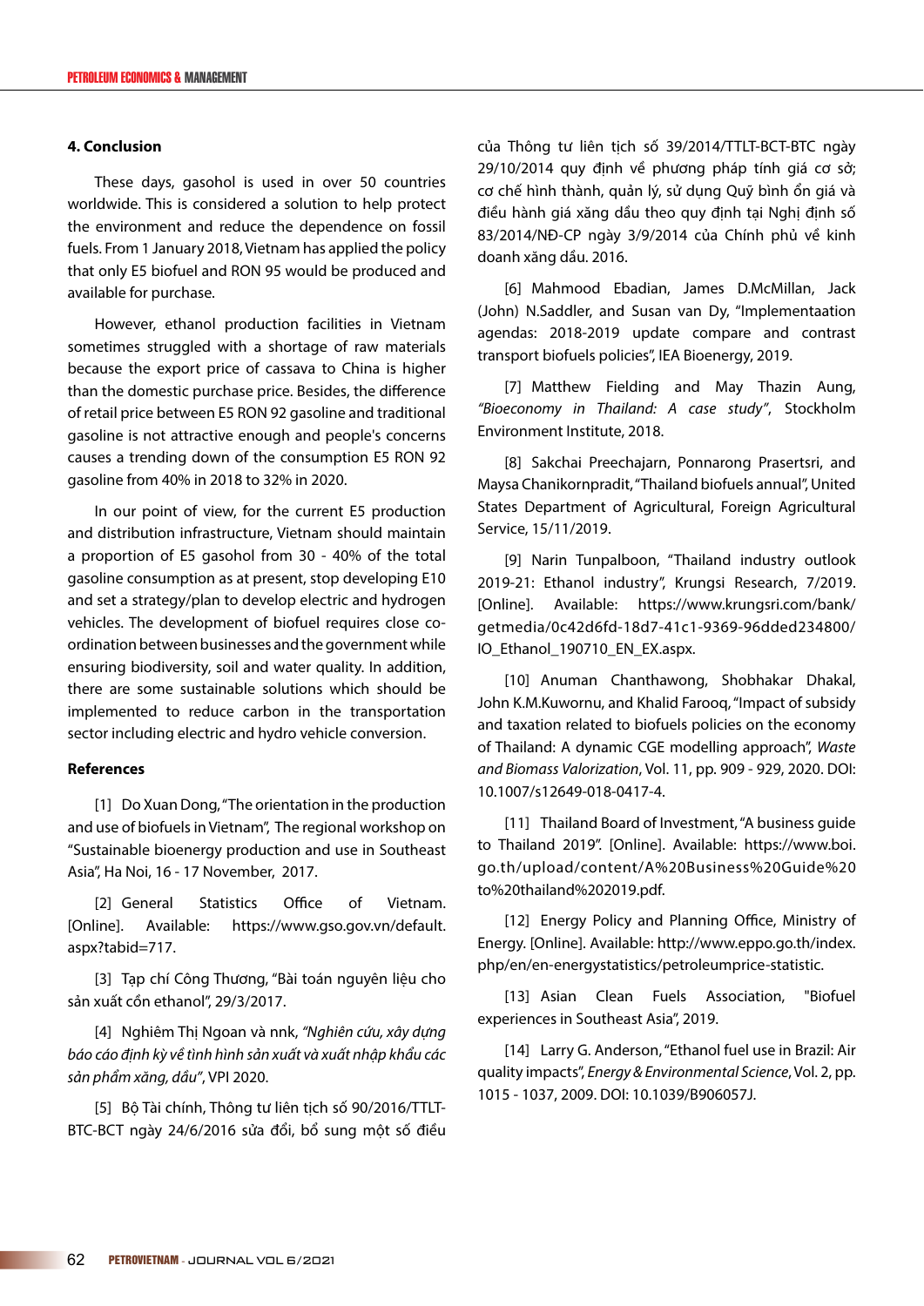## 4. Conclusion

These days, gasohol is used in over 50 countries worldwide. This is considered a solution to help protect the environment and reduce the dependence on fossil fuels. From 1 January 2018, Vietnam has applied the policy that only E5 biofuel and RON 95 would be produced and available for purchase.

However, ethanol production facilities in Vietnam sometimes struggled with a shortage of raw materials because the export price of cassava to China is higher than the domestic purchase price. Besides, the difference of retail price between E5 RON 92 gasoline and traditional gasoline is not attractive enough and people's concerns causes a trending down of the consumption E5 RON 92 gasoline from 40% in 2018 to 32% in 2020.

In our point of view, for the current E5 production and distribution infrastructure, Vietnam should maintain a proportion of E5 gasohol from 30 - 40% of the total gasoline consumption as at present, stop developing E10 and set a strategy/plan to develop electric and hydrogen vehicles. The development of biofuel requires close co-ordination between businesses and the government while ensuring biodiversity, soil and water quality. In addition, there are some sustainable solutions which should be implemented to reduce carbon in the transportation sector including electric and hydro vehicle conversion.

## References

[1] Do Xuan Dong, "The orientation in the production and use of biofuels in Vietnam", The regional workshop on "Sustainable bioenergy production and use in Southeast Asia", Ha Noi, 16 - 17 November, 2017.

[2] General Statistics Office of Vietnam. [Online]. Available: https://www.gso.gov.vn/default.aspx?tabid=717.

[3] Tạp chí Công Thương, "Bài toán nguyên liệu cho sản xuất cồn ethanol", 29/3/2017.

[4] Nghiêm Thị Ngoan và nnk, *"Nghiên cứu, xây dựng báo cáo định kỳ về tình hình sản xuất và xuất nhập khẩu các sản phẩm xăng, dầu"*, VPI 2020.

[5] Bộ Tài chính, Thông tư liên tịch số 90/2016/TTLT-BTC-BCT ngày 24/6/2016 sửa đổi, bổ sung một số điều của Thông tư liên tịch số 39/2014/TTLT-BCT-BTC ngày 29/10/2014 quy định về phương pháp tính giá cơ sở; cơ chế hình thành, quản lý, sử dụng Quỹ bình ổn giá và điều hành giá xăng dầu theo quy định tại Nghị định số 83/2014/NĐ-CP ngày 3/9/2014 của Chính phủ về kinh doanh xăng dầu. 2016.

[6] Mahmood Ebadian, James D.McMillan, Jack (John) N.Saddler, and Susan van Dy, "Implementaation agendas: 2018-2019 update compare and contrast transport biofuels policies", IEA Bioenergy, 2019.

[7] Matthew Fielding and May Thazin Aung, *"Bioeconomy in Thailand: A case study"*, Stockholm Environment Institute, 2018.

[8] Sakchai Preechajarn, Ponnarong Prasertsri, and Maysa Chanikornpradit, "Thailand biofuels annual", United States Department of Agricultural, Foreign Agricultural Service, 15/11/2019.

[9] Narin Tunpalboon, "Thailand industry outlook 2019-21: Ethanol industry", Krungsi Research, 7/2019. [Online]. Available: https://www.krungsri.com/bank/getmedia/0c42d6fd-18d7-41c1-9369-96dded234800/IO_Ethanol_190710_EN_EX.aspx.

[10] Anuman Chanthawong, Shobhakar Dhakal, John K.M.Kuwornu, and Khalid Farooq, "Impact of subsidy and taxation related to biofuels policies on the economy of Thailand: A dynamic CGE modelling approach", *Waste and Biomass Valorization*, Vol. 11, pp. 909 - 929, 2020. DOI: 10.1007/s12649-018-0417-4.

[11] Thailand Board of Investment, "A business guide to Thailand 2019". [Online]. Available: https://www.boi.go.th/upload/content/A%20Business%20Guide%20to%20thailand%202019.pdf.

[12] Energy Policy and Planning Office, Ministry of Energy. [Online]. Available: http://www.eppo.go.th/index.php/en/en-energystatistics/petroleumprice-statistic.

[13] Asian Clean Fuels Association, "Biofuel experiences in Southeast Asia", 2019.

[14] Larry G. Anderson, "Ethanol fuel use in Brazil: Air quality impacts", *Energy & Environmental Science*, Vol. 2, pp. 1015 - 1037, 2009. DOI: 10.1039/B906057J.